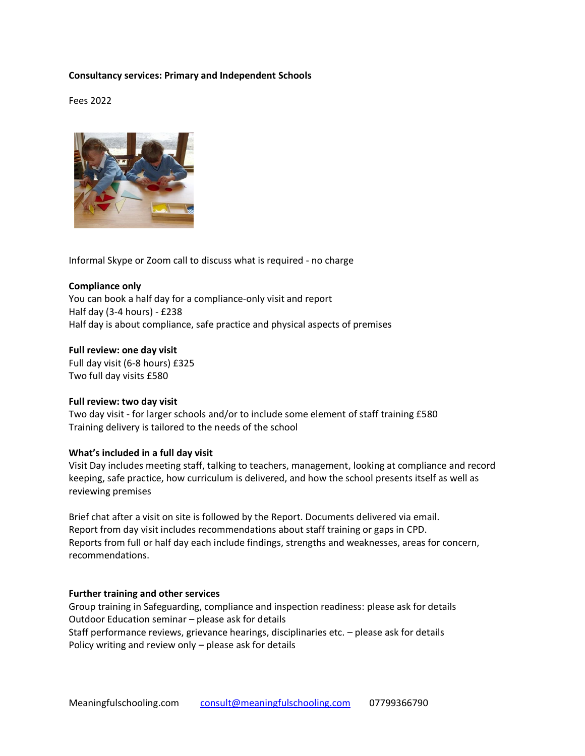**Consultancy services: Primary and Independent Schools**

Fees 2022

Informal Skype or Zoom call to discuss what is required - no charge

**Compliance only**
You can book a half day for a compliance-only visit and report
Half day (3-4 hours) - £238
Half day is about compliance, safe practice and physical aspects of premises

**Full review: one day visit**
Full day visit (6-8 hours) £325
Two full day visits £580

**Full review: two day visit**
Two day visit - for larger schools and/or to include some element of staff training £580
Training delivery is tailored to the needs of the school

**What's included in a full day visit**
Visit Day includes meeting staff, talking to teachers, management, looking at compliance and record keeping, safe practice, how curriculum is delivered, and how the school presents itself as well as reviewing premises

Brief chat after a visit on site is followed by the Report. Documents delivered via email.
Report from day visit includes recommendations about staff training or gaps in CPD.
Reports from full or half day each include findings, strengths and weaknesses, areas for concern, recommendations.

**Further training and other services**
Group training in Safeguarding, compliance and inspection readiness: please ask for details
Outdoor Education seminar – please ask for details
Staff performance reviews, grievance hearings, disciplinaries etc. – please ask for details
Policy writing and review only – please ask for details

Meaningfulschooling.com    consult@meaningfulschooling.com    07799366790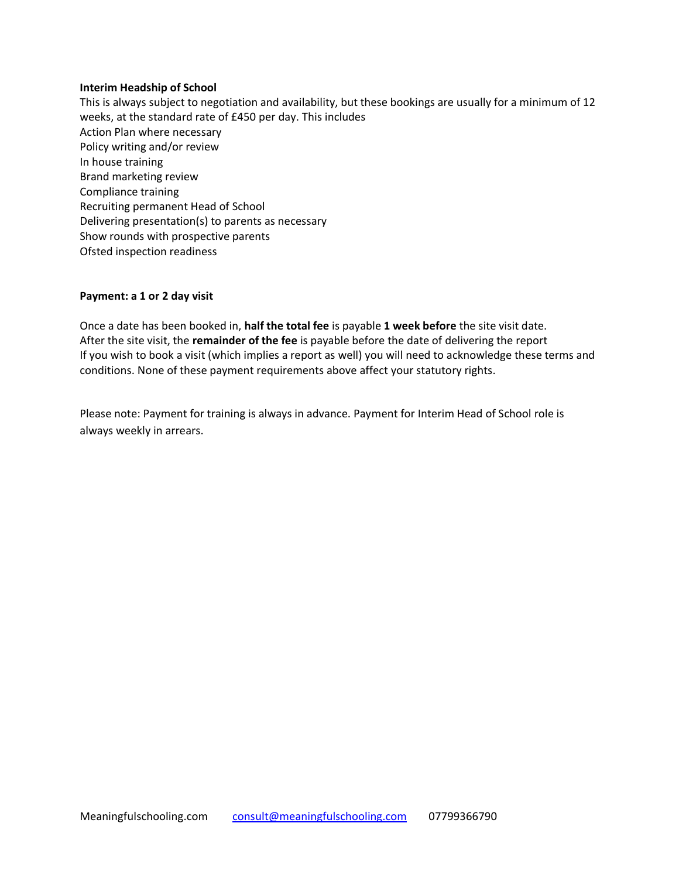**Interim Headship of School**

This is always subject to negotiation and availability, but these bookings are usually for a minimum of 12 weeks, at the standard rate of £450 per day. This includes

Action Plan where necessary
Policy writing and/or review
In house training
Brand marketing review
Compliance training
Recruiting permanent Head of School
Delivering presentation(s) to parents as necessary
Show rounds with prospective parents
Ofsted inspection readiness

**Payment: a 1 or 2 day visit**

Once a date has been booked in, **half the total fee** is payable **1 week before** the site visit date.
After the site visit, the **remainder of the fee** is payable before the date of delivering the report
If you wish to book a visit (which implies a report as well) you will need to acknowledge these terms and conditions. None of these payment requirements above affect your statutory rights.

Please note: Payment for training is always in advance. Payment for Interim Head of School role is always weekly in arrears.